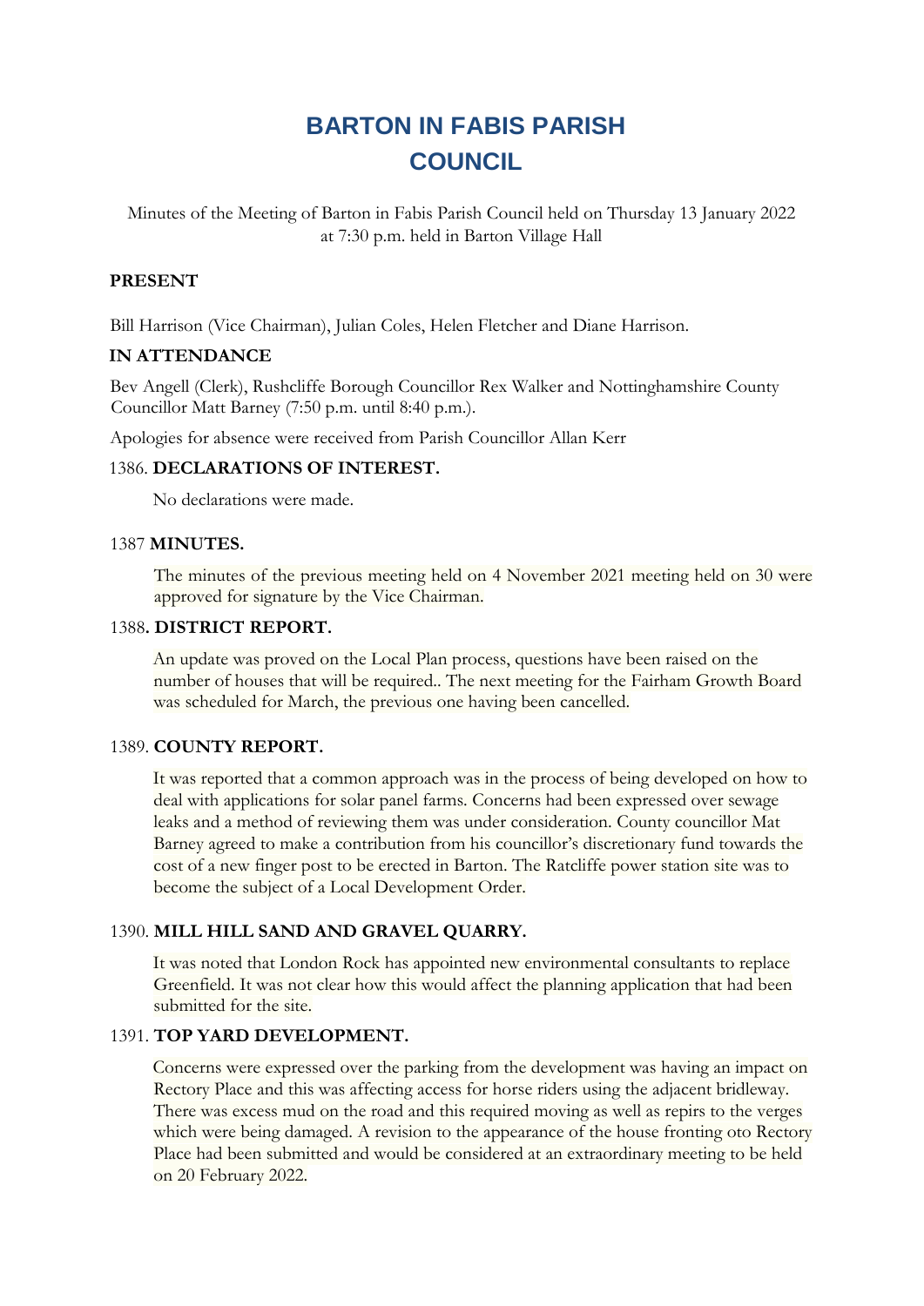# BARTON IN FABIS PARISH COUNCIL

Minutes of the Meeting of Barton in Fabis Parish Council held on Thursday 13 January 2022 at 7:30 p.m. held in Barton Village Hall

**PRESENT**

Bill Harrison (Vice Chairman), Julian Coles, Helen Fletcher and Diane Harrison.

**IN ATTENDANCE**

Bev Angell (Clerk), Rushcliffe Borough Councillor Rex Walker and Nottinghamshire County Councillor Matt Barney (7:50 p.m. until 8:40 p.m.).

Apologies for absence were received from Parish Councillor Allan Kerr

1386. **DECLARATIONS OF INTEREST.**

No declarations were made.

1387 **MINUTES.**

The minutes of the previous meeting held on 4 November 2021 meeting held on 30 were approved for signature by the Vice Chairman.

1388**. DISTRICT REPORT.**

An update was proved on the Local Plan process, questions have been raised on the number of houses that will be required.. The next meeting for the Fairham Growth Board was scheduled for March, the previous one having been cancelled.

1389. **COUNTY REPORT.**

It was reported that a common approach was in the process of being developed on how to deal with applications for solar panel farms. Concerns had been expressed over sewage leaks and a method of reviewing them was under consideration. County councillor Mat Barney agreed to make a contribution from his councillor's discretionary fund towards the cost of a new finger post to be erected in Barton. The Ratcliffe power station site was to become the subject of a Local Development Order.

1390. **MILL HILL SAND AND GRAVEL QUARRY.**

It was noted that London Rock has appointed new environmental consultants to replace Greenfield. It was not clear how this would affect the planning application that had been submitted for the site.

1391. **TOP YARD DEVELOPMENT.**

Concerns were expressed over the parking from the development was having an impact on Rectory Place and this was affecting access for horse riders using the adjacent bridleway. There was excess mud on the road and this required moving as well as repirs to the verges which were being damaged. A revision to the appearance of the house fronting oto Rectory Place had been submitted and would be considered at an extraordinary meeting to be held on 20 February 2022.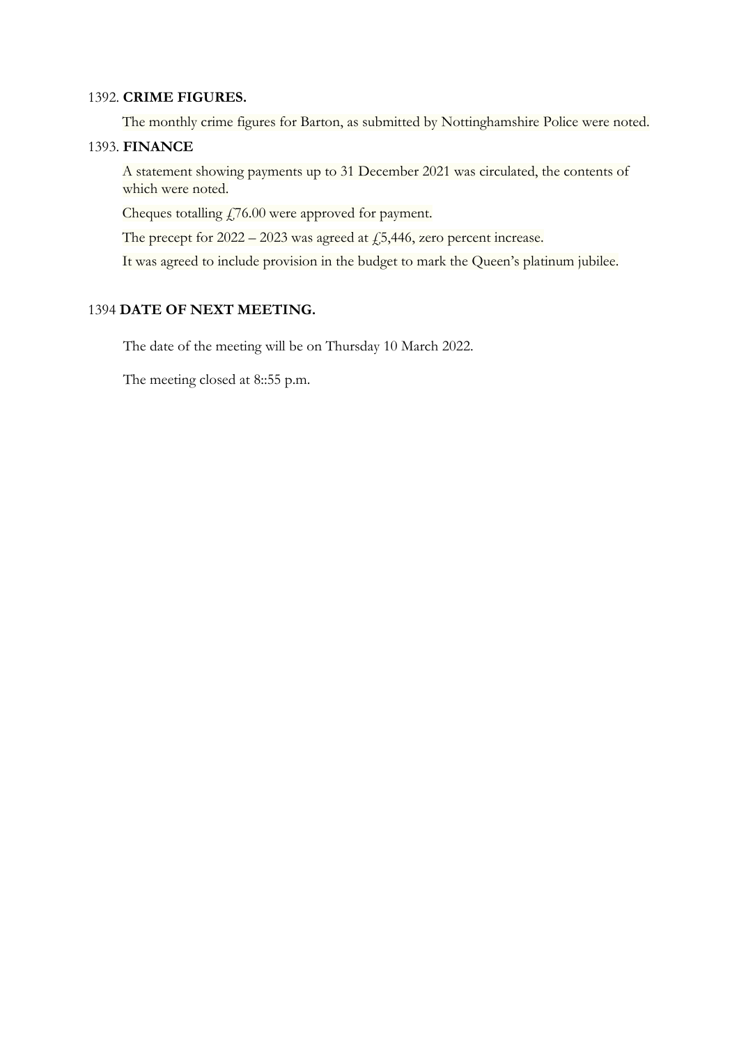1392. **CRIME FIGURES.**

The monthly crime figures for Barton, as submitted by Nottinghamshire Police were noted.

1393. **FINANCE**

A statement showing payments up to 31 December 2021 was circulated, the contents of which were noted.

Cheques totalling £76.00 were approved for payment.

The precept for 2022 – 2023 was agreed at £5,446, zero percent increase.

It was agreed to include provision in the budget to mark the Queen's platinum jubilee.

1394 **DATE OF NEXT MEETING.**

The date of the meeting will be on Thursday 10 March 2022.

The meeting closed at 8::55 p.m.